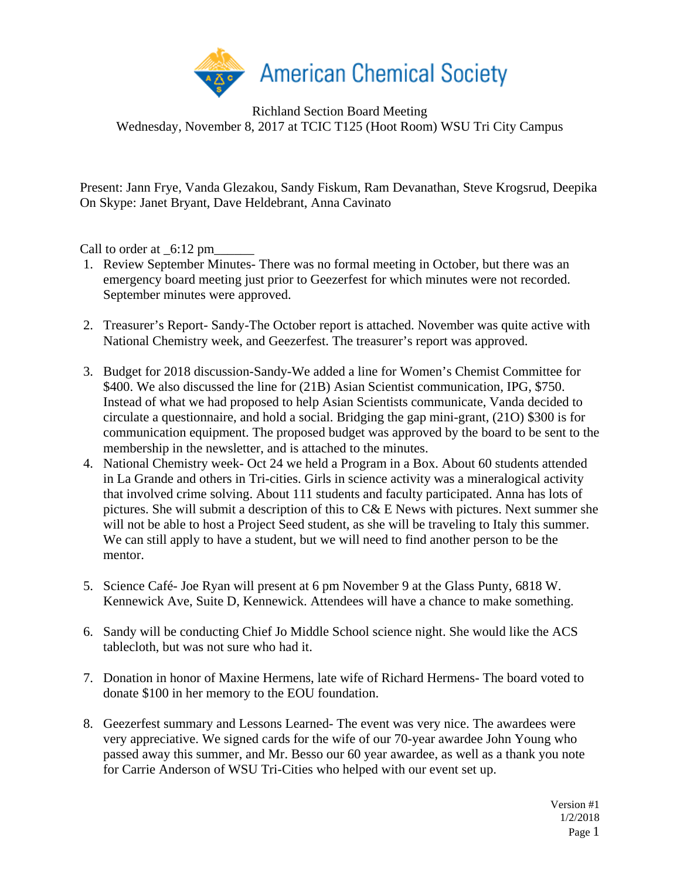American Chemical Society

Richland Section Board Meeting
Wednesday, November 8, 2017 at TCIC T125 (Hoot Room) WSU Tri City Campus

Present: Jann Frye, Vanda Glezakou, Sandy Fiskum, Ram Devanathan, Steve Krogsrud, Deepika
On Skype: Janet Bryant, Dave Heldebrant, Anna Cavinato

Call to order at _6:12 pm______

1. Review September Minutes- There was no formal meeting in October, but there was an emergency board meeting just prior to Geezerfest for which minutes were not recorded. September minutes were approved.

2. Treasurer's Report- Sandy-The October report is attached. November was quite active with National Chemistry week, and Geezerfest. The treasurer's report was approved.

3. Budget for 2018 discussion-Sandy-We added a line for Women's Chemist Committee for $400. We also discussed the line for (21B) Asian Scientist communication, IPG, $750. Instead of what we had proposed to help Asian Scientists communicate, Vanda decided to circulate a questionnaire, and hold a social. Bridging the gap mini-grant, (21O) $300 is for communication equipment. The proposed budget was approved by the board to be sent to the membership in the newsletter, and is attached to the minutes.

4. National Chemistry week- Oct 24 we held a Program in a Box. About 60 students attended in La Grande and others in Tri-cities. Girls in science activity was a mineralogical activity that involved crime solving. About 111 students and faculty participated. Anna has lots of pictures. She will submit a description of this to C& E News with pictures. Next summer she will not be able to host a Project Seed student, as she will be traveling to Italy this summer. We can still apply to have a student, but we will need to find another person to be the mentor.

5. Science Café- Joe Ryan will present at 6 pm November 9 at the Glass Punty, 6818 W. Kennewick Ave, Suite D, Kennewick. Attendees will have a chance to make something.

6. Sandy will be conducting Chief Jo Middle School science night. She would like the ACS tablecloth, but was not sure who had it.

7. Donation in honor of Maxine Hermens, late wife of Richard Hermens- The board voted to donate $100 in her memory to the EOU foundation.

8. Geezerfest summary and Lessons Learned- The event was very nice. The awardees were very appreciative. We signed cards for the wife of our 70-year awardee John Young who passed away this summer, and Mr. Besso our 60 year awardee, as well as a thank you note for Carrie Anderson of WSU Tri-Cities who helped with our event set up.

Version #1
1/2/2018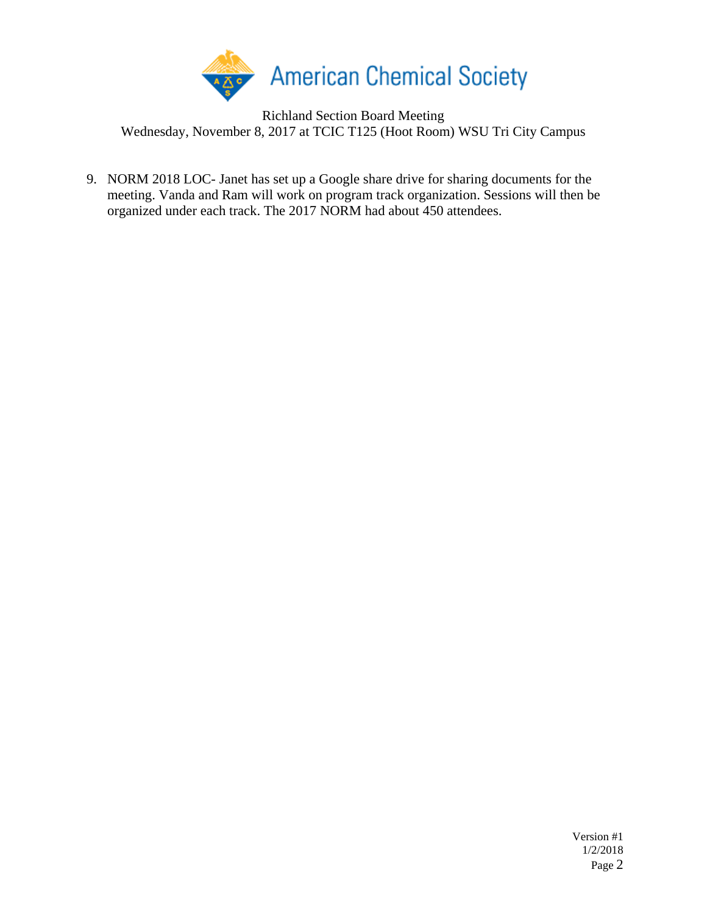Richland Section Board Meeting
Wednesday, November 8, 2017 at TCIC T125 (Hoot Room) WSU Tri City Campus

9. NORM 2018 LOC- Janet has set up a Google share drive for sharing documents for the meeting. Vanda and Ram will work on program track organization. Sessions will then be organized under each track. The 2017 NORM had about 450 attendees.

Version #1
1/2/2018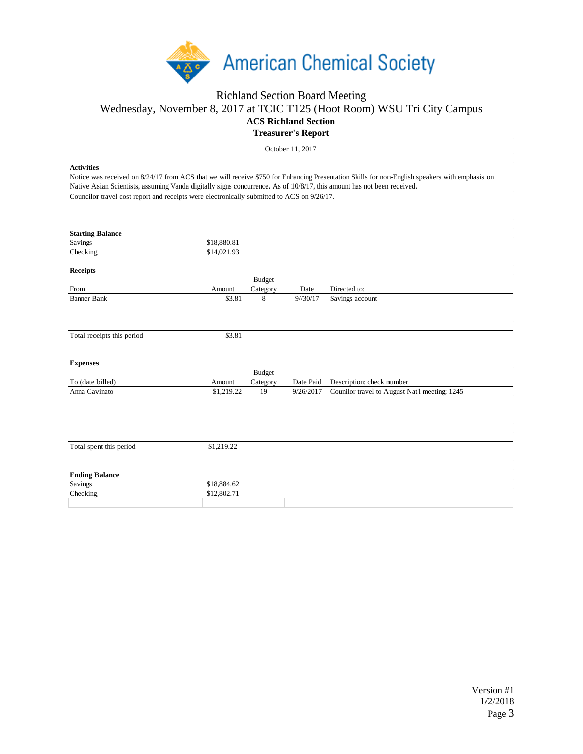# American Chemical Society

## Richland Section Board Meeting

Wednesday, November 8, 2017 at TCIC T125 (Hoot Room) WSU Tri City Campus

**ACS Richland Section**

**Treasurer's Report**

October 11, 2017

**Activities**

Notice was received on 8/24/17 from ACS that we will receive $750 for Enhancing Presentation Skills for non-English speakers with emphasis on Native Asian Scientists, assuming Vanda digitally signs concurrence. As of 10/8/17, this amount has not been received.

Councilor travel cost report and receipts were electronically submitted to ACS on 9/26/17.

**Starting Balance**

| | |
|---|---|
| Savings | $18,880.81 |
| Checking | $14,021.93 |

**Receipts**

| From | Amount | Budget Category | Date | Directed to: |
|---|---|---|---|---|
| Banner Bank | $3.81 | 8 | 9//30/17 | Savings account |
| Total receipts this period | $3.81 | | | |

**Expenses**

| To (date billed) | Amount | Budget Category | Date Paid | Description; check number |
|---|---|---|---|---|
| Anna Cavinato | $1,219.22 | 19 | 9/26/2017 | Counilor travel to August Nat'l meeting; 1245 |
| Total spent this period | $1,219.22 | | | |

**Ending Balance**

| | |
|---|---|
| Savings | $18,884.62 |
| Checking | $12,802.71 |

Version #1
1/2/2018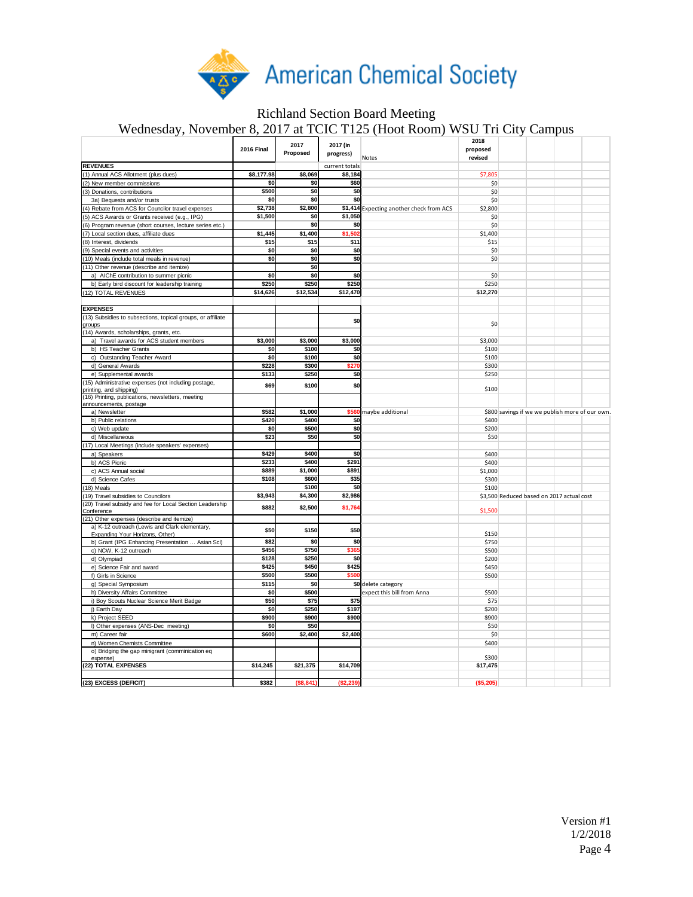# American Chemical Society

## Richland Section Board Meeting

## Wednesday, November 8, 2017 at TCIC T125 (Hoot Room) WSU Tri City Campus

| | 2016 Final | 2017 Proposed | 2017 (in progress) | Notes | 2018 proposed revised | |
|---|---|---|---|---|---|---|
| **REVENUES** | | | current totals | | | |
| (1) Annual ACS Allotment (plus dues) | $8,177.98 | $8,069 | $8,184 | | $7,805 | |
| (2) New member commissions | $0 | $0 | $60 | | $0 | |
| (3) Donations, contributions | $500 | $0 | $0 | | $0 | |
| 3a) Bequests and/or trusts | $0 | $0 | $0 | | $0 | |
| (4) Rebate from ACS for Councilor travel expenses | $2,738 | $2,800 | $1,414 | Expecting another check from ACS | $2,800 | |
| (5) ACS Awards or Grants received (e.g., IPG) | $1,500 | $0 | $1,050 | | $0 | |
| (6) Program revenue (short courses, lecture series etc.) | | $0 | $0 | | $0 | |
| (7) Local section dues, affiliate dues | $1,445 | $1,400 | $1,502 | | $1,400 | |
| (8) Interest, dividends | $15 | $15 | $11 | | $15 | |
| (9) Special events and activities | $0 | $0 | $0 | | $0 | |
| (10) Meals (include total meals in revenue) | $0 | $0 | $0 | | $0 | |
| (11) Other revenue (describe and itemize) | | $0 | | | | |
| a) AIChE contribution to summer picnic | $0 | $0 | $0 | | $0 | |
| b) Early bird discount for leadership training | $250 | $250 | $250 | | $250 | |
| (12) TOTAL REVENUES | $14,626 | $12,534 | $12,470 | | $12,270 | |
| | | | | | | |
| **EXPENSES** | | | | | | |
| (13) Subsidies to subsections, topical groups, or affiliate groups | | | $0 | | $0 | |
| (14) Awards, scholarships, grants, etc. | | | | | | |
| a) Travel awards for ACS student members | $3,000 | $3,000 | $3,000 | | $3,000 | |
| b) HS Teacher Grants | $0 | $100 | $0 | | $100 | |
| c) Outstanding Teacher Award | $0 | $100 | $0 | | $100 | |
| d) General Awards | $228 | $300 | $270 | | $300 | |
| e) Supplemental awards | $133 | $250 | $0 | | $250 | |
| (15) Administrative expenses (not including postage, printing, and shipping) | $69 | $100 | $0 | | $100 | |
| (16) Printing, publications, newsletters, meeting announcements, postage | | | | | | |
| a) Newsletter | $582 | $1,000 | $560 | maybe additional | $800 | savings if we we publish more of our own. |
| b) Public relations | $420 | $400 | $0 | | $400 | |
| c) Web update | $0 | $500 | $0 | | $200 | |
| d) Miscellaneous | $23 | $50 | $0 | | $50 | |
| (17) Local Meetings (include speakers' expenses) | | | | | | |
| a) Speakers | $429 | $400 | $0 | | $400 | |
| b) ACS Picnic | $233 | $400 | $291 | | $400 | |
| c) ACS Annual social | $889 | $1,000 | $891 | | $1,000 | |
| d) Science Cafes | $108 | $600 | $35 | | $300 | |
| (18) Meals | | $100 | $0 | | $100 | |
| (19) Travel subsidies to Councilors | $3,943 | $4,300 | $2,986 | | $3,500 | Reduced based on 2017 actual cost |
| (20) Travel subsidy and fee for Local Section Leadership Conference | $882 | $2,500 | $1,764 | | $1,500 | |
| (21) Other expenses (describe and itemize) | | | | | | |
| a) K-12 outreach (Lewis and Clark elementary, Expanding Your Horizons, Other) | $50 | $150 | $50 | | $150 | |
| b) Grant (IPG Enhancing Presentation ... Asian Sci) | $82 | $0 | $0 | | $750 | |
| c) NCW, K-12 outreach | $456 | $750 | $365 | | $500 | |
| d) Olympiad | $128 | $250 | $0 | | $200 | |
| e) Science Fair and award | $425 | $450 | $425 | | $450 | |
| f) Girls in Science | $500 | $500 | $500 | | $500 | |
| g) Special Symposium | $115 | $0 | $0 | delete category | | |
| h) Diversity Affairs Committee | $0 | $500 | | expect this bill from Anna | $500 | |
| i) Boy Scouts Nuclear Science Merit Badge | $50 | $75 | $75 | | $75 | |
| j) Earth Day | $0 | $250 | $197 | | $200 | |
| k) Project SEED | $900 | $900 | $900 | | $900 | |
| l) Other expenses (ANS-Dec meeting) | $0 | $50 | | | $50 | |
| m) Career fair | $600 | $2,400 | $2,400 | | $0 | |
| n) Women Chemists Committee | | | | | $400 | |
| o) Bridging the gap minigrant (comminication eq expense) | | | | | $300 | |
| (22) TOTAL EXPENSES | $14,245 | $21,375 | $14,709 | | $17,475 | |
| | | | | | | |
| (23) EXCESS (DEFICIT) | $382 | ($8,841) | ($2,239) | | ($5,205) | |

Version #1
1/2/2018